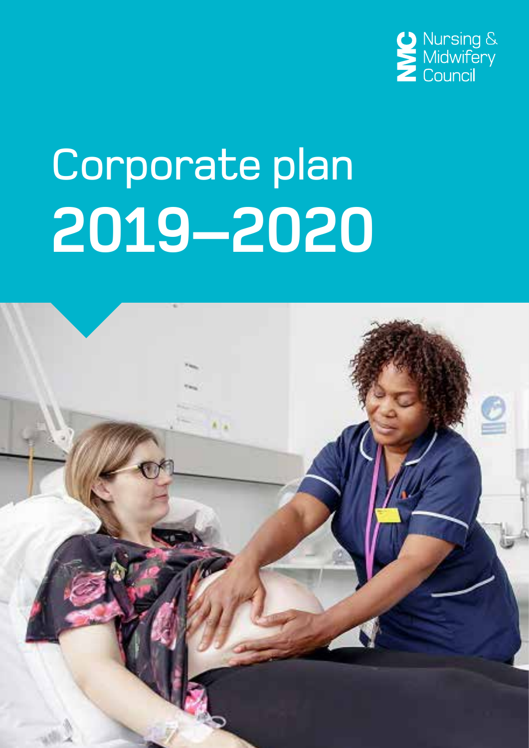Nursing & Midwifery Council

# Corporate plan 2019–2020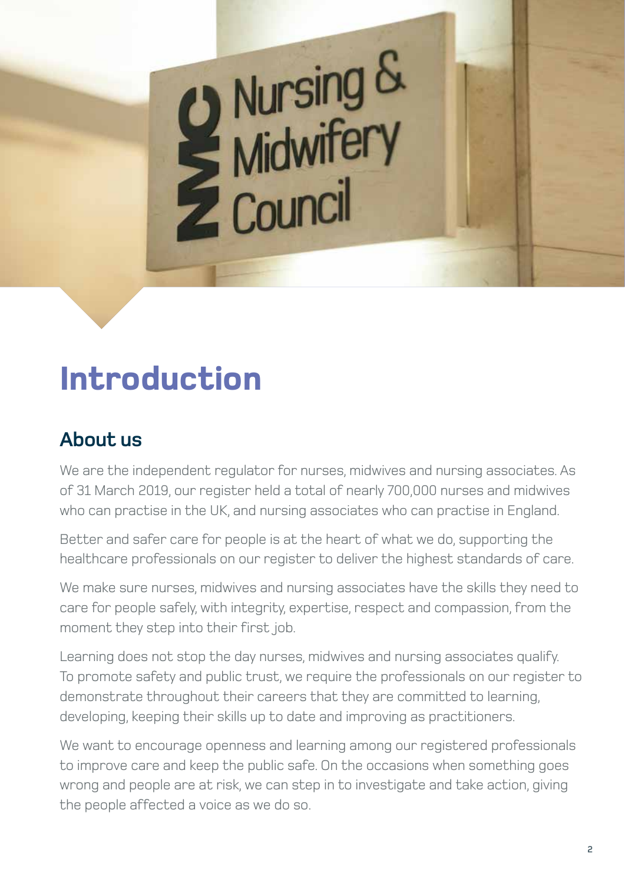# Introduction

## About us

We are the independent regulator for nurses, midwives and nursing associates. As of 31 March 2019, our register held a total of nearly 700,000 nurses and midwives who can practise in the UK, and nursing associates who can practise in England.

Better and safer care for people is at the heart of what we do, supporting the healthcare professionals on our register to deliver the highest standards of care.

We make sure nurses, midwives and nursing associates have the skills they need to care for people safely, with integrity, expertise, respect and compassion, from the moment they step into their first job.

Learning does not stop the day nurses, midwives and nursing associates qualify. To promote safety and public trust, we require the professionals on our register to demonstrate throughout their careers that they are committed to learning, developing, keeping their skills up to date and improving as practitioners.

We want to encourage openness and learning among our registered professionals to improve care and keep the public safe. On the occasions when something goes wrong and people are at risk, we can step in to investigate and take action, giving the people affected a voice as we do so.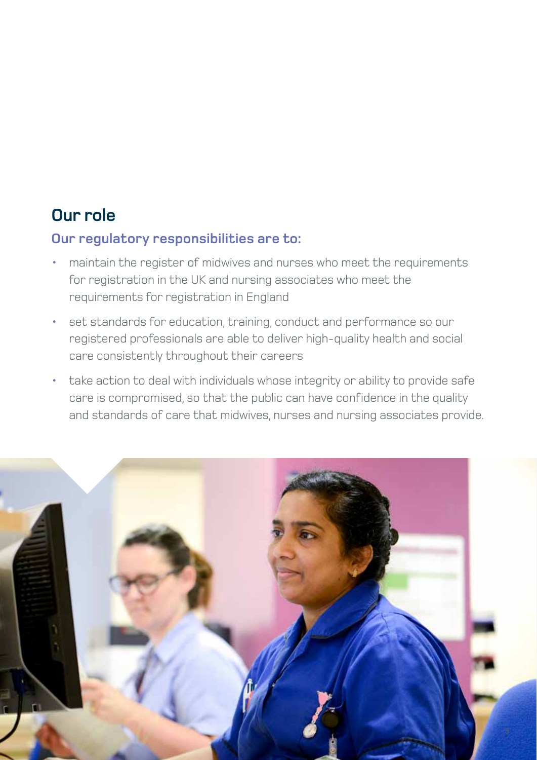## Our role

### Our regulatory responsibilities are to:

- maintain the register of midwives and nurses who meet the requirements for registration in the UK and nursing associates who meet the requirements for registration in England
- set standards for education, training, conduct and performance so our registered professionals are able to deliver high-quality health and social care consistently throughout their careers
- take action to deal with individuals whose integrity or ability to provide safe care is compromised, so that the public can have confidence in the quality and standards of care that midwives, nurses and nursing associates provide.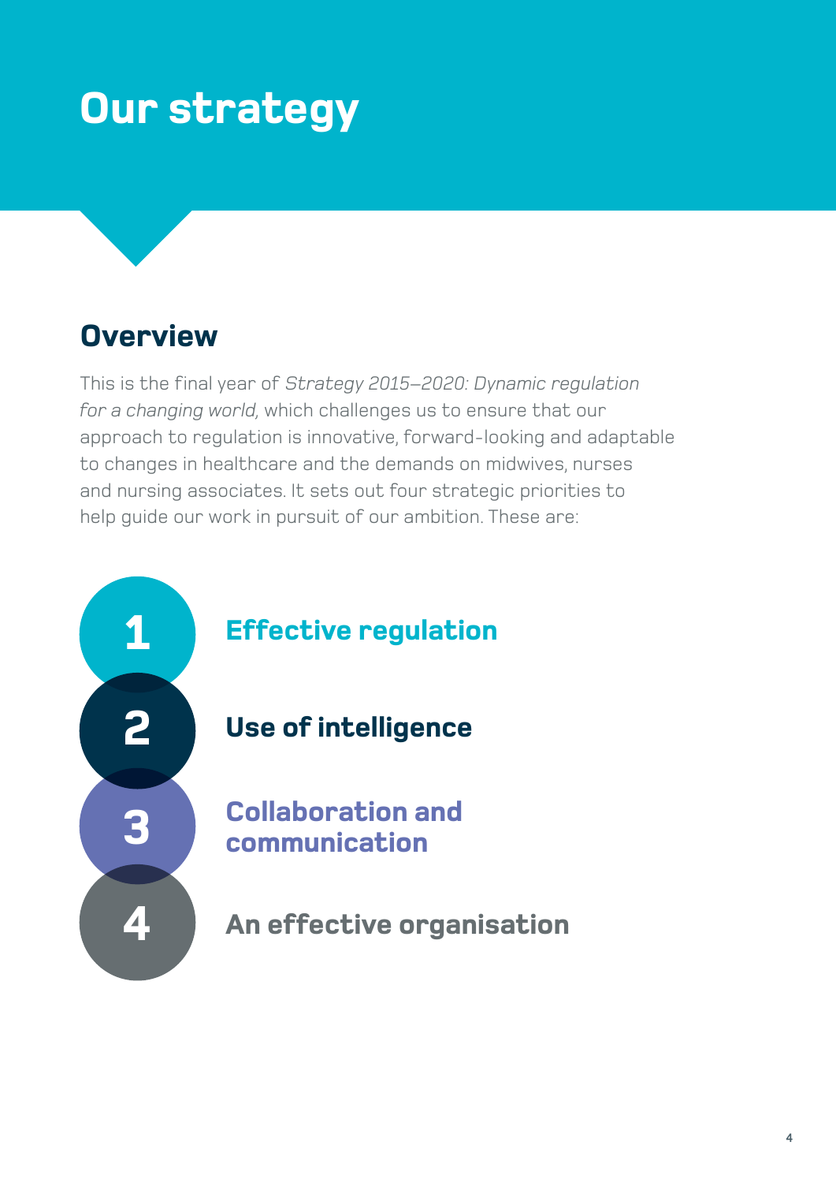# Our strategy

## Overview

This is the final year of *Strategy 2015–2020: Dynamic regulation for a changing world,* which challenges us to ensure that our approach to regulation is innovative, forward-looking and adaptable to changes in healthcare and the demands on midwives, nurses and nursing associates. It sets out four strategic priorities to help guide our work in pursuit of our ambition. These are:

1. **Effective regulation**
2. **Use of intelligence**
3. **Collaboration and communication**
4. **An effective organisation**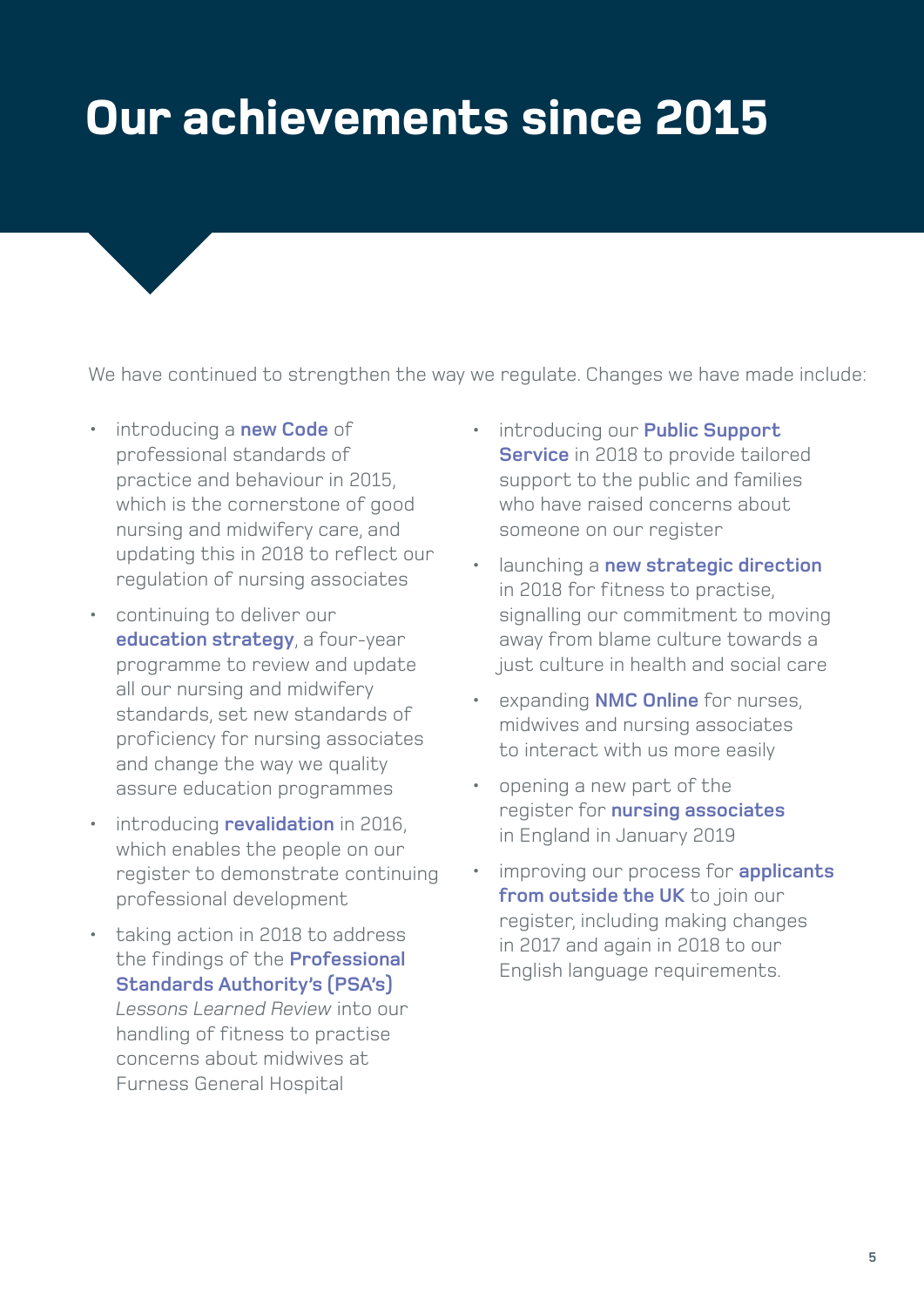# Our achievements since 2015

We have continued to strengthen the way we regulate. Changes we have made include:

- introducing a **new Code** of professional standards of practice and behaviour in 2015, which is the cornerstone of good nursing and midwifery care, and updating this in 2018 to reflect our regulation of nursing associates
- continuing to deliver our **education strategy**, a four-year programme to review and update all our nursing and midwifery standards, set new standards of proficiency for nursing associates and change the way we quality assure education programmes
- introducing **revalidation** in 2016, which enables the people on our register to demonstrate continuing professional development
- taking action in 2018 to address the findings of the **Professional Standards Authority's (PSA's)** *Lessons Learned Review* into our handling of fitness to practise concerns about midwives at Furness General Hospital
- introducing our **Public Support Service** in 2018 to provide tailored support to the public and families who have raised concerns about someone on our register
- launching a **new strategic direction** in 2018 for fitness to practise, signalling our commitment to moving away from blame culture towards a just culture in health and social care
- expanding **NMC Online** for nurses, midwives and nursing associates to interact with us more easily
- opening a new part of the register for **nursing associates** in England in January 2019
- improving our process for **applicants from outside the UK** to join our register, including making changes in 2017 and again in 2018 to our English language requirements.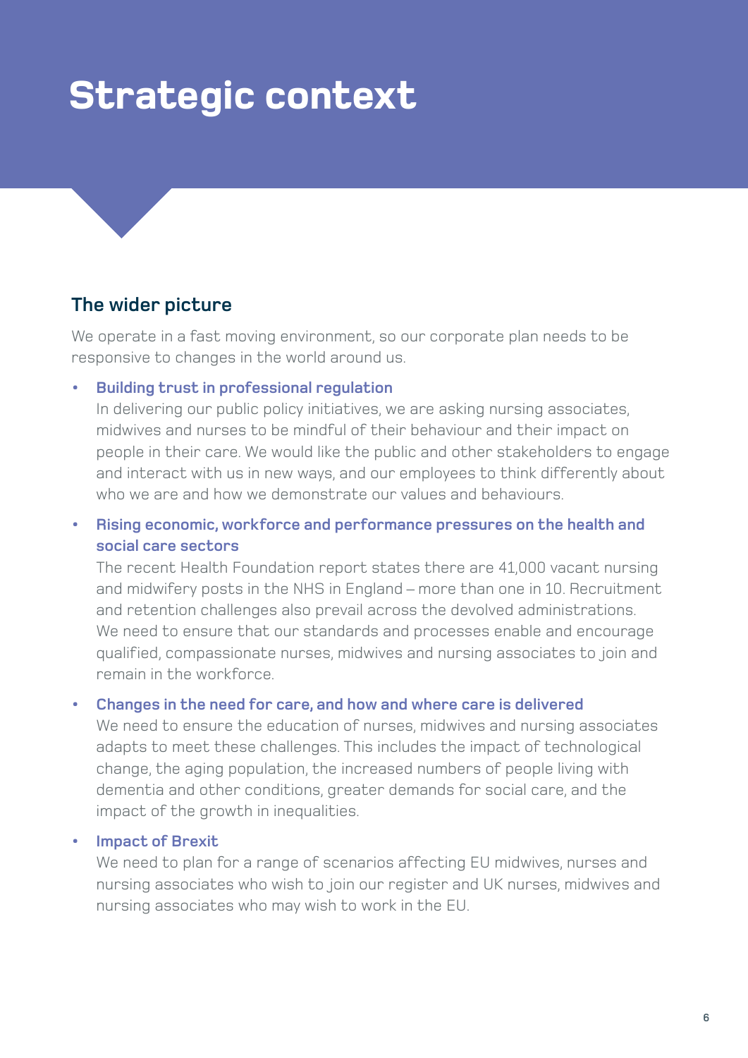# Strategic context

## The wider picture

We operate in a fast moving environment, so our corporate plan needs to be responsive to changes in the world around us.

- **Building trust in professional regulation**
  In delivering our public policy initiatives, we are asking nursing associates, midwives and nurses to be mindful of their behaviour and their impact on people in their care. We would like the public and other stakeholders to engage and interact with us in new ways, and our employees to think differently about who we are and how we demonstrate our values and behaviours.

- **Rising economic, workforce and performance pressures on the health and social care sectors**
  The recent Health Foundation report states there are 41,000 vacant nursing and midwifery posts in the NHS in England – more than one in 10. Recruitment and retention challenges also prevail across the devolved administrations. We need to ensure that our standards and processes enable and encourage qualified, compassionate nurses, midwives and nursing associates to join and remain in the workforce.

- **Changes in the need for care, and how and where care is delivered**
  We need to ensure the education of nurses, midwives and nursing associates adapts to meet these challenges. This includes the impact of technological change, the aging population, the increased numbers of people living with dementia and other conditions, greater demands for social care, and the impact of the growth in inequalities.

- **Impact of Brexit**
  We need to plan for a range of scenarios affecting EU midwives, nurses and nursing associates who wish to join our register and UK nurses, midwives and nursing associates who may wish to work in the EU.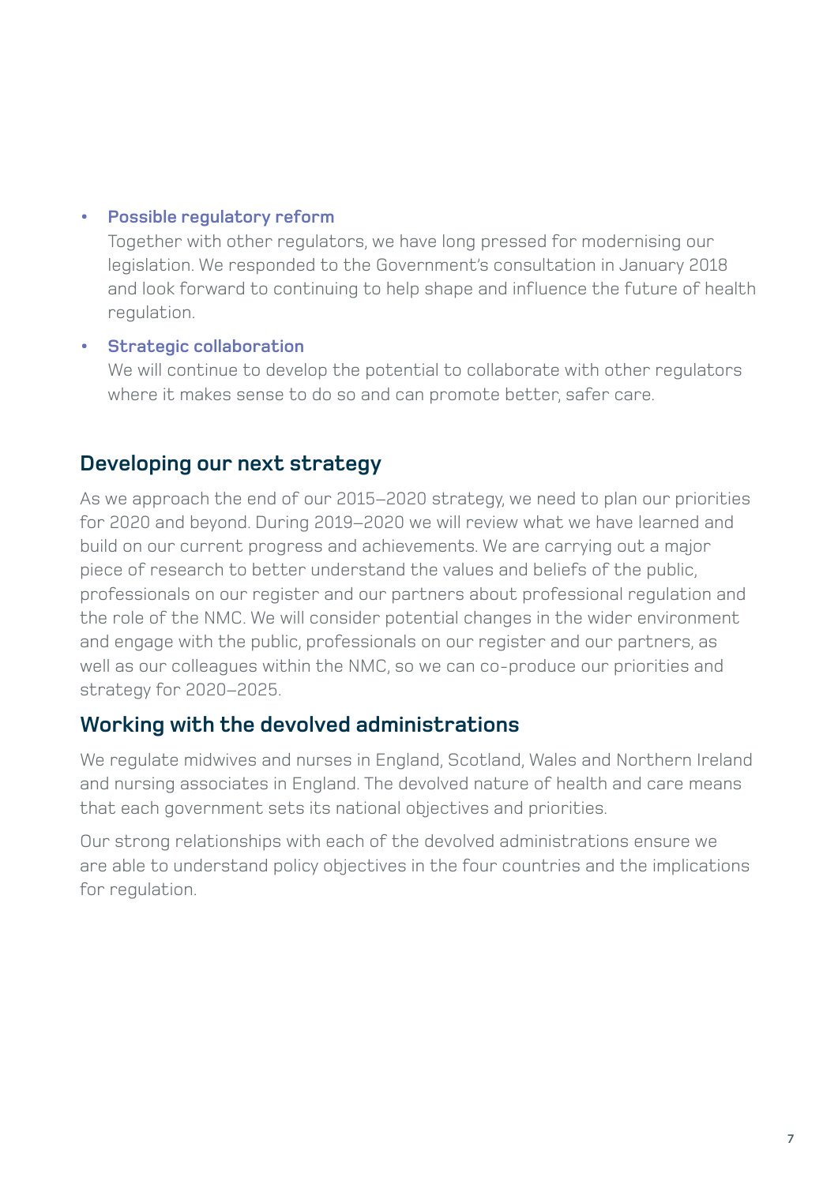- **Possible regulatory reform**
  Together with other regulators, we have long pressed for modernising our legislation. We responded to the Government's consultation in January 2018 and look forward to continuing to help shape and influence the future of health regulation.
- **Strategic collaboration**
  We will continue to develop the potential to collaborate with other regulators where it makes sense to do so and can promote better, safer care.

## Developing our next strategy

As we approach the end of our 2015–2020 strategy, we need to plan our priorities for 2020 and beyond. During 2019–2020 we will review what we have learned and build on our current progress and achievements. We are carrying out a major piece of research to better understand the values and beliefs of the public, professionals on our register and our partners about professional regulation and the role of the NMC. We will consider potential changes in the wider environment and engage with the public, professionals on our register and our partners, as well as our colleagues within the NMC, so we can co-produce our priorities and strategy for 2020–2025.

## Working with the devolved administrations

We regulate midwives and nurses in England, Scotland, Wales and Northern Ireland and nursing associates in England. The devolved nature of health and care means that each government sets its national objectives and priorities.

Our strong relationships with each of the devolved administrations ensure we are able to understand policy objectives in the four countries and the implications for regulation.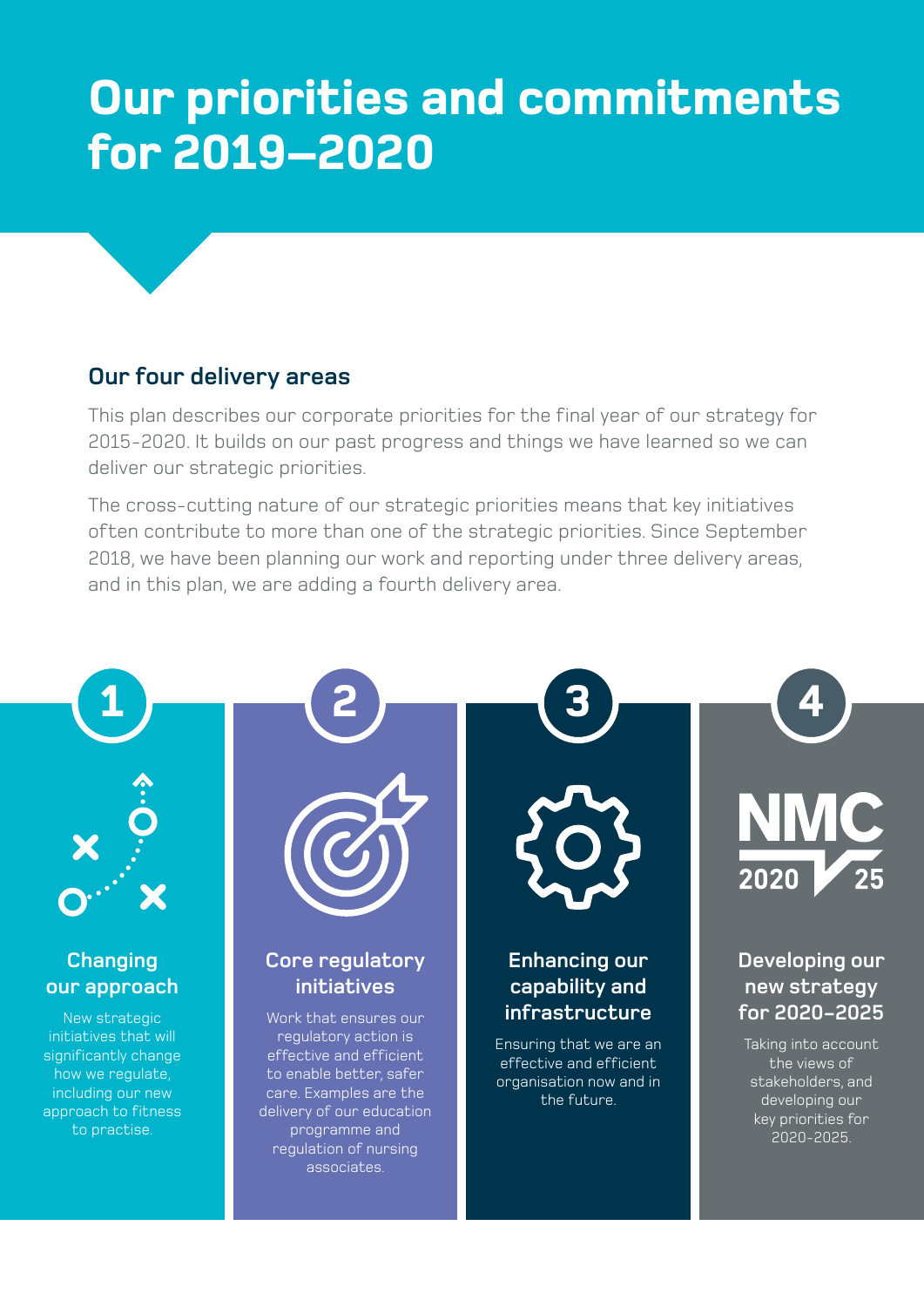# Our priorities and commitments for 2019–2020

## Our four delivery areas

This plan describes our corporate priorities for the final year of our strategy for 2015-2020. It builds on our past progress and things we have learned so we can deliver our strategic priorities.

The cross-cutting nature of our strategic priorities means that key initiatives often contribute to more than one of the strategic priorities. Since September 2018, we have been planning our work and reporting under three delivery areas, and in this plan, we are adding a fourth delivery area.

### 1 Changing our approach

New strategic initiatives that will significantly change how we regulate, including our new approach to fitness to practise.

### 2 Core regulatory initiatives

Work that ensures our regulatory action is effective and efficient to enable better, safer care. Examples are the delivery of our education programme and regulation of nursing associates.

### 3 Enhancing our capability and infrastructure

Ensuring that we are an effective and efficient organisation now and in the future.

### 4 Developing our new strategy for 2020-2025

NMC 2020 25

Taking into account the views of stakeholders, and developing our key priorities for 2020-2025.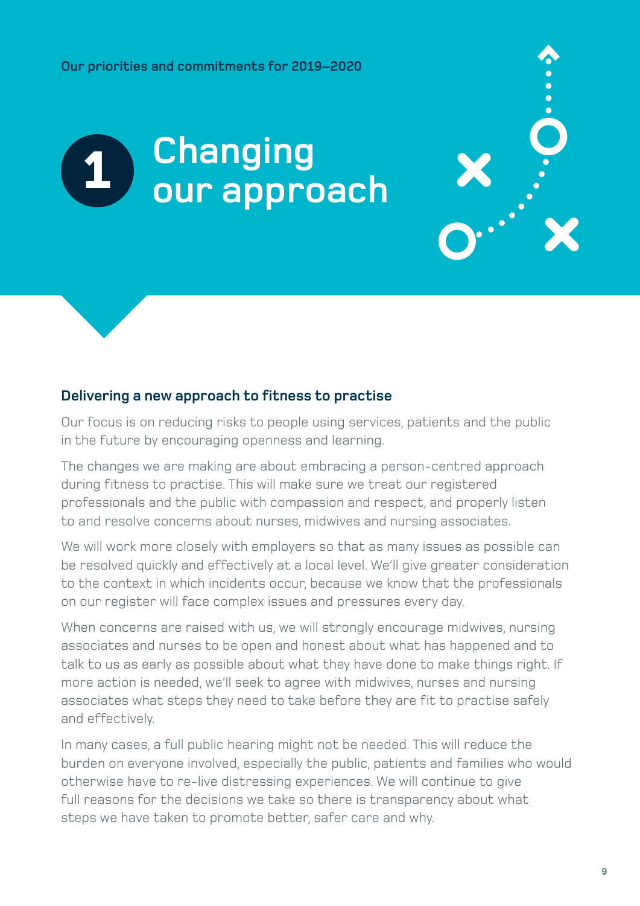Our priorities and commitments for 2019–2020

# 1 Changing our approach

### Delivering a new approach to fitness to practise

Our focus is on reducing risks to people using services, patients and the public in the future by encouraging openness and learning.

The changes we are making are about embracing a person-centred approach during fitness to practise. This will make sure we treat our registered professionals and the public with compassion and respect, and properly listen to and resolve concerns about nurses, midwives and nursing associates.

We will work more closely with employers so that as many issues as possible can be resolved quickly and effectively at a local level. We'll give greater consideration to the context in which incidents occur, because we know that the professionals on our register will face complex issues and pressures every day.

When concerns are raised with us, we will strongly encourage midwives, nursing associates and nurses to be open and honest about what has happened and to talk to us as early as possible about what they have done to make things right. If more action is needed, we'll seek to agree with midwives, nurses and nursing associates what steps they need to take before they are fit to practise safely and effectively.

In many cases, a full public hearing might not be needed. This will reduce the burden on everyone involved, especially the public, patients and families who would otherwise have to re-live distressing experiences. We will continue to give full reasons for the decisions we take so there is transparency about what steps we have taken to promote better, safer care and why.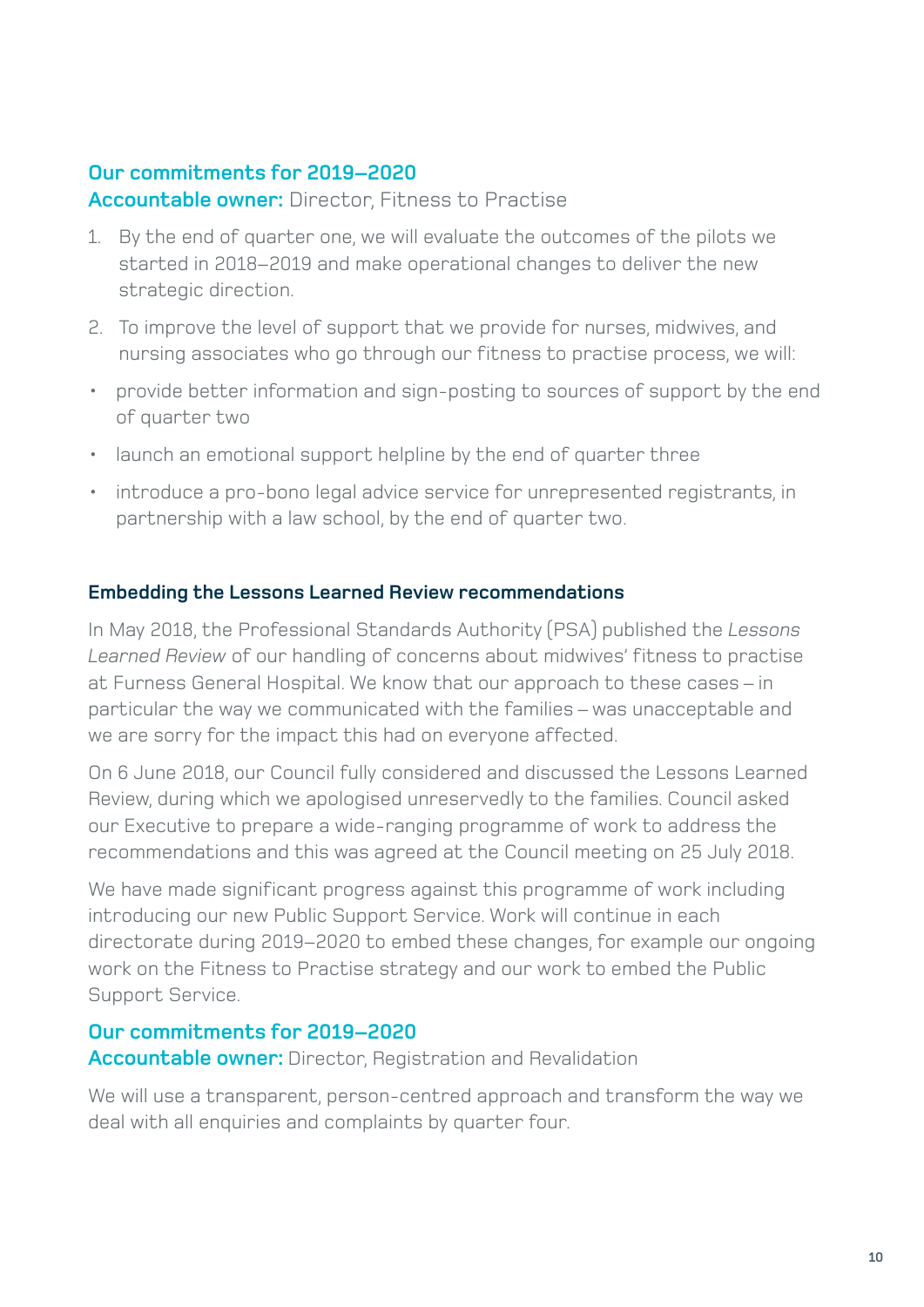### Our commitments for 2019–2020

**Accountable owner:** Director, Fitness to Practise

1. By the end of quarter one, we will evaluate the outcomes of the pilots we started in 2018–2019 and make operational changes to deliver the new strategic direction.
2. To improve the level of support that we provide for nurses, midwives, and nursing associates who go through our fitness to practise process, we will:

- provide better information and sign-posting to sources of support by the end of quarter two
- launch an emotional support helpline by the end of quarter three
- introduce a pro-bono legal advice service for unrepresented registrants, in partnership with a law school, by the end of quarter two.

### Embedding the Lessons Learned Review recommendations

In May 2018, the Professional Standards Authority (PSA) published the *Lessons Learned Review* of our handling of concerns about midwives' fitness to practise at Furness General Hospital. We know that our approach to these cases – in particular the way we communicated with the families – was unacceptable and we are sorry for the impact this had on everyone affected.

On 6 June 2018, our Council fully considered and discussed the Lessons Learned Review, during which we apologised unreservedly to the families. Council asked our Executive to prepare a wide-ranging programme of work to address the recommendations and this was agreed at the Council meeting on 25 July 2018.

We have made significant progress against this programme of work including introducing our new Public Support Service. Work will continue in each directorate during 2019–2020 to embed these changes, for example our ongoing work on the Fitness to Practise strategy and our work to embed the Public Support Service.

### Our commitments for 2019–2020

**Accountable owner:** Director, Registration and Revalidation

We will use a transparent, person-centred approach and transform the way we deal with all enquiries and complaints by quarter four.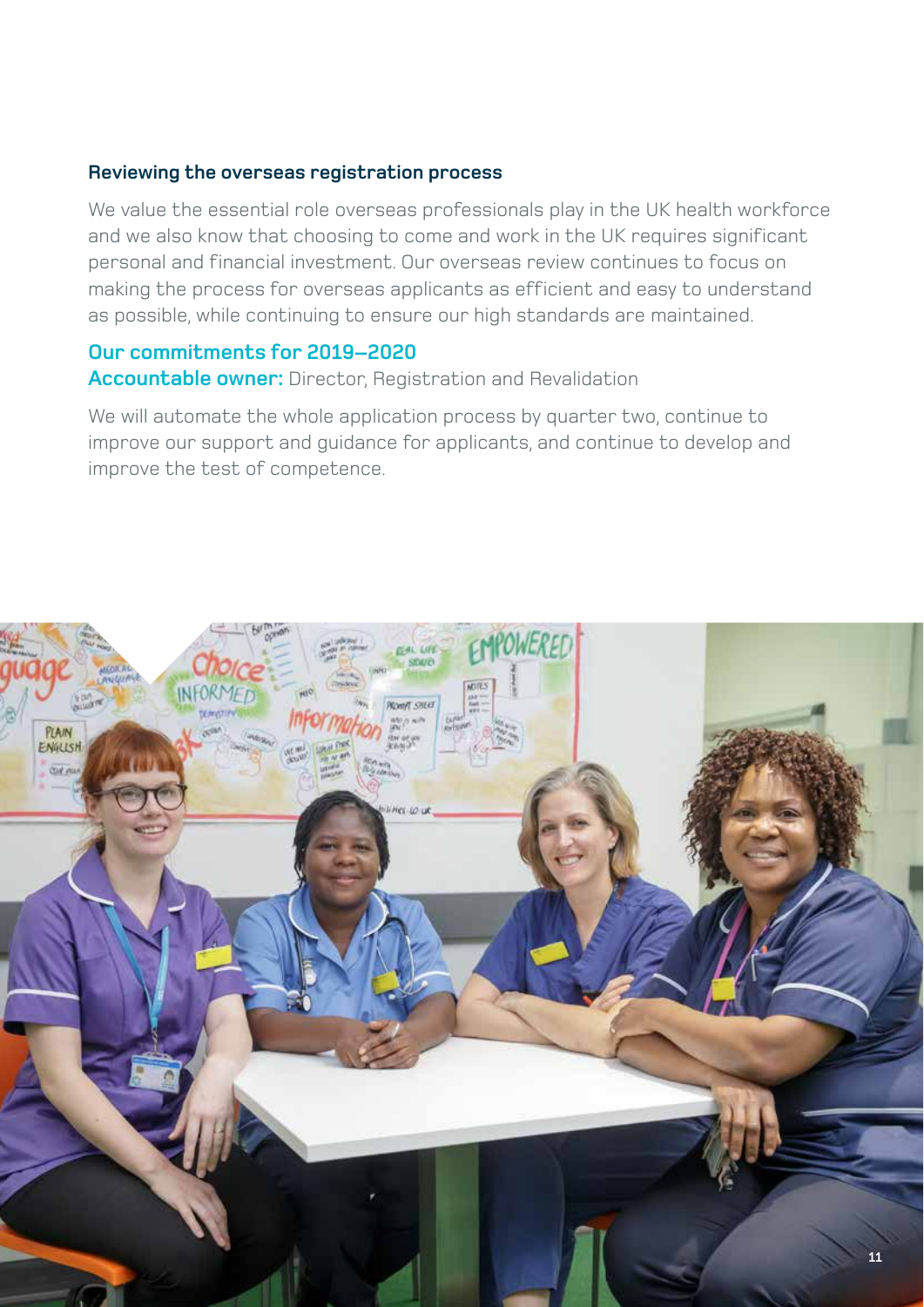### Reviewing the overseas registration process

We value the essential role overseas professionals play in the UK health workforce and we also know that choosing to come and work in the UK requires significant personal and financial investment. Our overseas review continues to focus on making the process for overseas applicants as efficient and easy to understand as possible, while continuing to ensure our high standards are maintained.

### Our commitments for 2019–2020

**Accountable owner:** Director, Registration and Revalidation

We will automate the whole application process by quarter two, continue to improve our support and guidance for applicants, and continue to develop and improve the test of competence.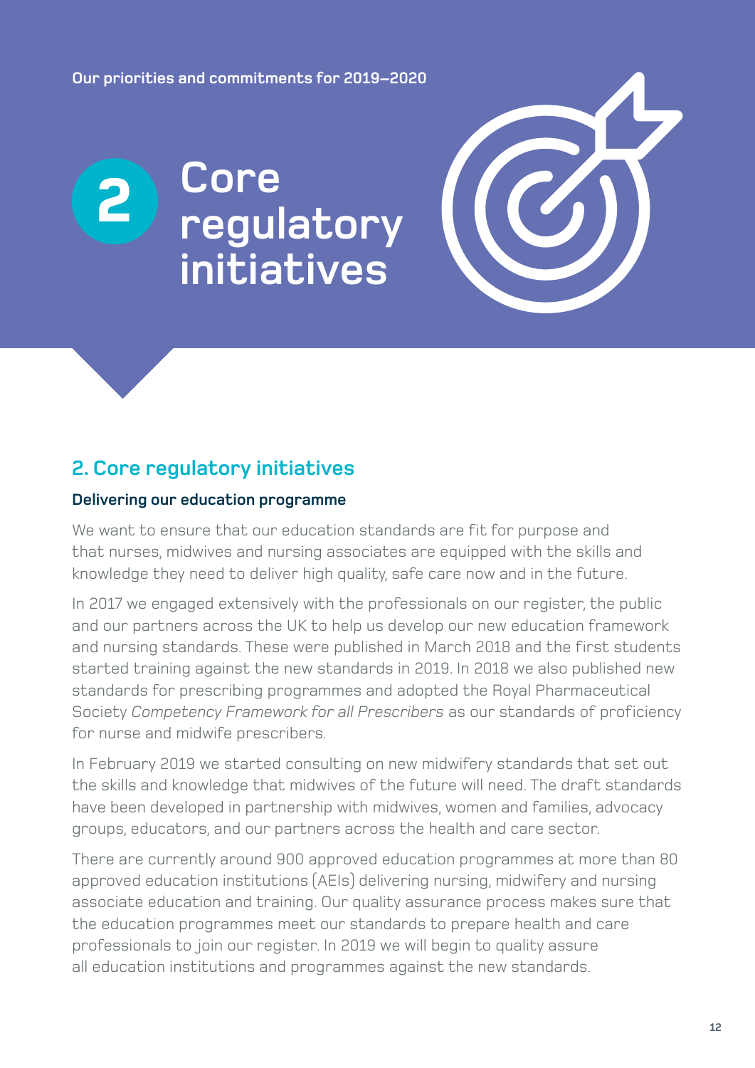Our priorities and commitments for 2019–2020

# 2 Core regulatory initiatives

## 2. Core regulatory initiatives

### Delivering our education programme

We want to ensure that our education standards are fit for purpose and that nurses, midwives and nursing associates are equipped with the skills and knowledge they need to deliver high quality, safe care now and in the future.

In 2017 we engaged extensively with the professionals on our register, the public and our partners across the UK to help us develop our new education framework and nursing standards. These were published in March 2018 and the first students started training against the new standards in 2019. In 2018 we also published new standards for prescribing programmes and adopted the Royal Pharmaceutical Society *Competency Framework for all Prescribers* as our standards of proficiency for nurse and midwife prescribers.

In February 2019 we started consulting on new midwifery standards that set out the skills and knowledge that midwives of the future will need. The draft standards have been developed in partnership with midwives, women and families, advocacy groups, educators, and our partners across the health and care sector.

There are currently around 900 approved education programmes at more than 80 approved education institutions (AEIs) delivering nursing, midwifery and nursing associate education and training. Our quality assurance process makes sure that the education programmes meet our standards to prepare health and care professionals to join our register. In 2019 we will begin to quality assure all education institutions and programmes against the new standards.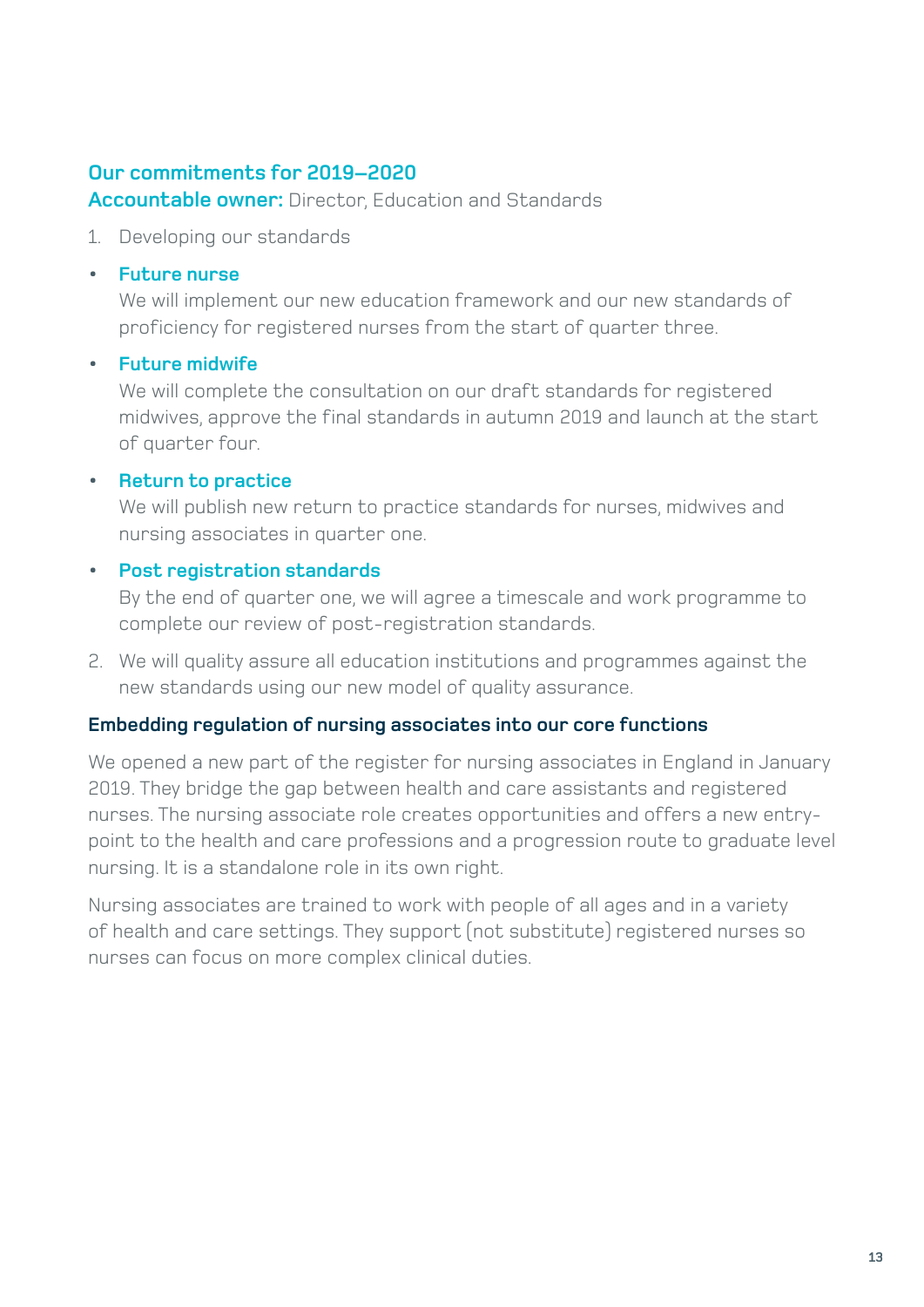### Our commitments for 2019–2020

**Accountable owner:** Director, Education and Standards

1. Developing our standards

- **Future nurse**
  We will implement our new education framework and our new standards of proficiency for registered nurses from the start of quarter three.

- **Future midwife**
  We will complete the consultation on our draft standards for registered midwives, approve the final standards in autumn 2019 and launch at the start of quarter four.

- **Return to practice**
  We will publish new return to practice standards for nurses, midwives and nursing associates in quarter one.

- **Post registration standards**
  By the end of quarter one, we will agree a timescale and work programme to complete our review of post-registration standards.

2. We will quality assure all education institutions and programmes against the new standards using our new model of quality assurance.

### Embedding regulation of nursing associates into our core functions

We opened a new part of the register for nursing associates in England in January 2019. They bridge the gap between health and care assistants and registered nurses. The nursing associate role creates opportunities and offers a new entry-point to the health and care professions and a progression route to graduate level nursing. It is a standalone role in its own right.

Nursing associates are trained to work with people of all ages and in a variety of health and care settings. They support (not substitute) registered nurses so nurses can focus on more complex clinical duties.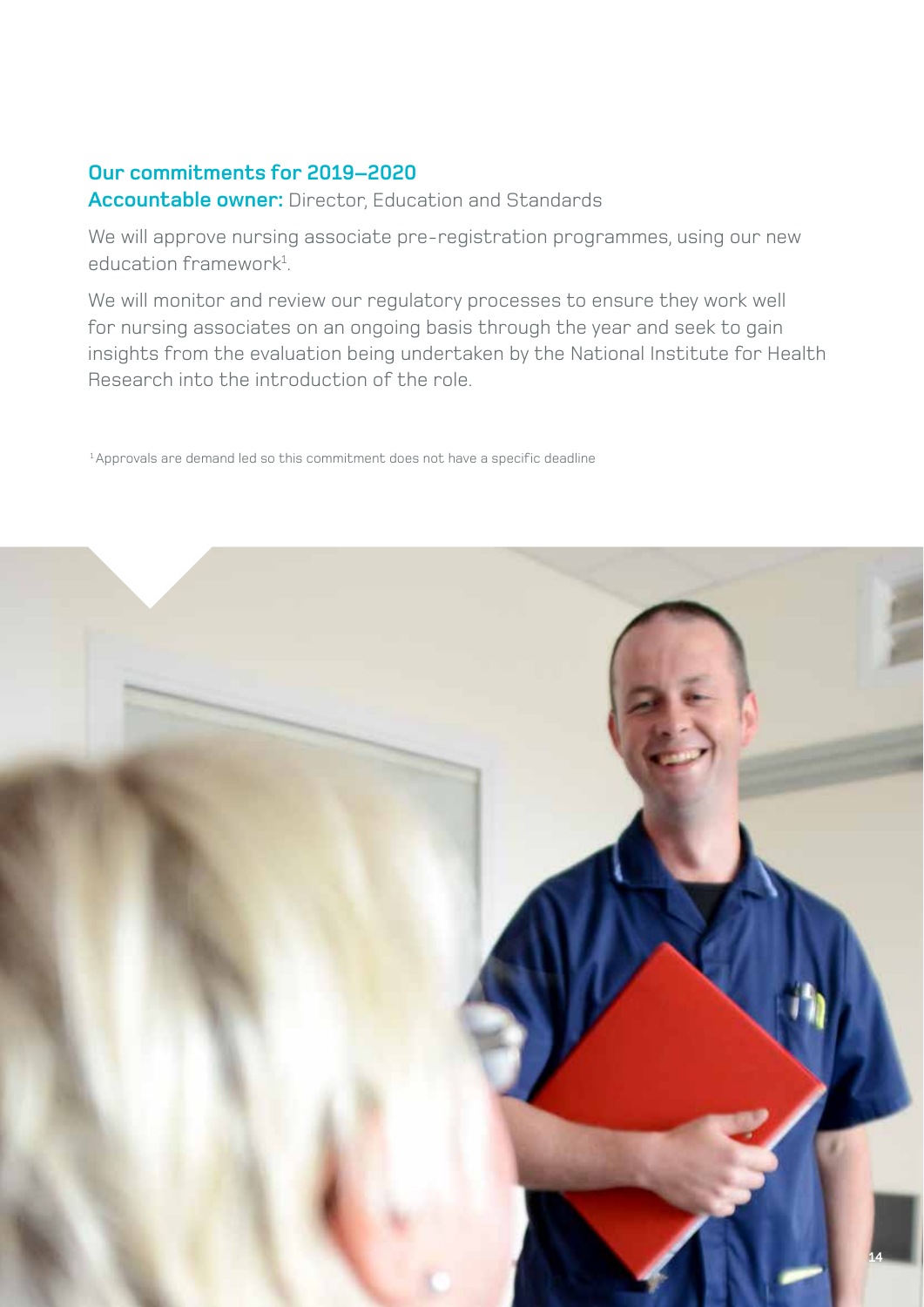### Our commitments for 2019–2020

**Accountable owner:** Director, Education and Standards

We will approve nursing associate pre-registration programmes, using our new education framework[1].

We will monitor and review our regulatory processes to ensure they work well for nursing associates on an ongoing basis through the year and seek to gain insights from the evaluation being undertaken by the National Institute for Health Research into the introduction of the role.

[1] Approvals are demand led so this commitment does not have a specific deadline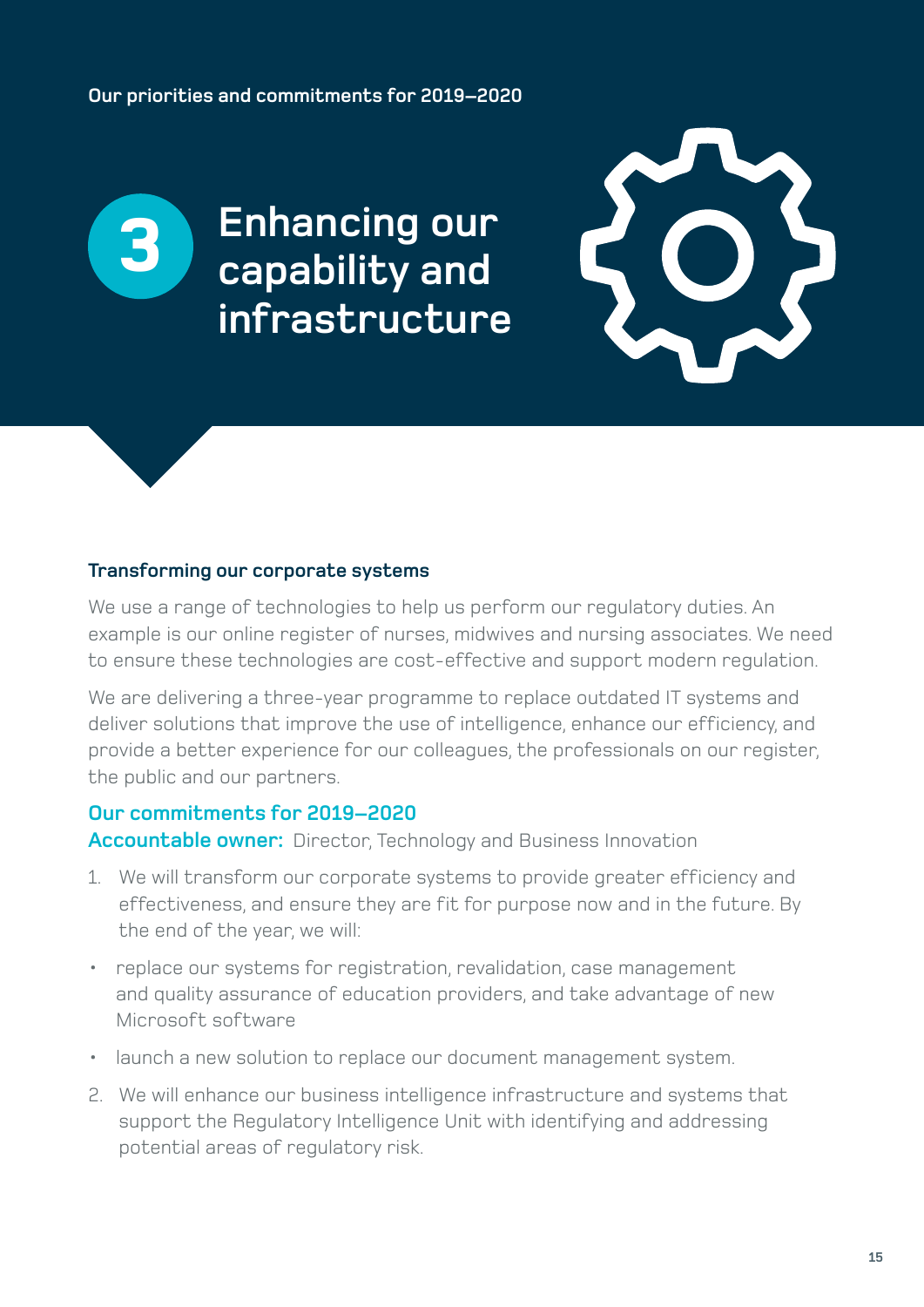Our priorities and commitments for 2019–2020

# 3 Enhancing our capability and infrastructure

### Transforming our corporate systems

We use a range of technologies to help us perform our regulatory duties. An example is our online register of nurses, midwives and nursing associates. We need to ensure these technologies are cost-effective and support modern regulation.

We are delivering a three-year programme to replace outdated IT systems and deliver solutions that improve the use of intelligence, enhance our efficiency, and provide a better experience for our colleagues, the professionals on our register, the public and our partners.

### Our commitments for 2019–2020

**Accountable owner:** Director, Technology and Business Innovation

1. We will transform our corporate systems to provide greater efficiency and effectiveness, and ensure they are fit for purpose now and in the future. By the end of the year, we will:

- replace our systems for registration, revalidation, case management and quality assurance of education providers, and take advantage of new Microsoft software
- launch a new solution to replace our document management system.

2. We will enhance our business intelligence infrastructure and systems that support the Regulatory Intelligence Unit with identifying and addressing potential areas of regulatory risk.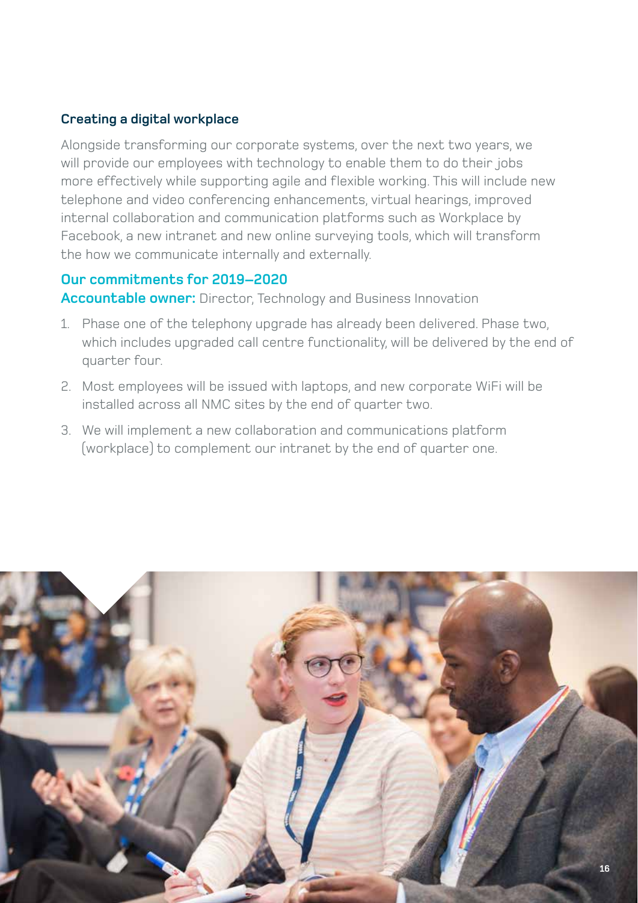### Creating a digital workplace

Alongside transforming our corporate systems, over the next two years, we will provide our employees with technology to enable them to do their jobs more effectively while supporting agile and flexible working. This will include new telephone and video conferencing enhancements, virtual hearings, improved internal collaboration and communication platforms such as Workplace by Facebook, a new intranet and new online surveying tools, which will transform the how we communicate internally and externally.

### Our commitments for 2019–2020

**Accountable owner:** Director, Technology and Business Innovation

1. Phase one of the telephony upgrade has already been delivered. Phase two, which includes upgraded call centre functionality, will be delivered by the end of quarter four.
2. Most employees will be issued with laptops, and new corporate WiFi will be installed across all NMC sites by the end of quarter two.
3. We will implement a new collaboration and communications platform (workplace) to complement our intranet by the end of quarter one.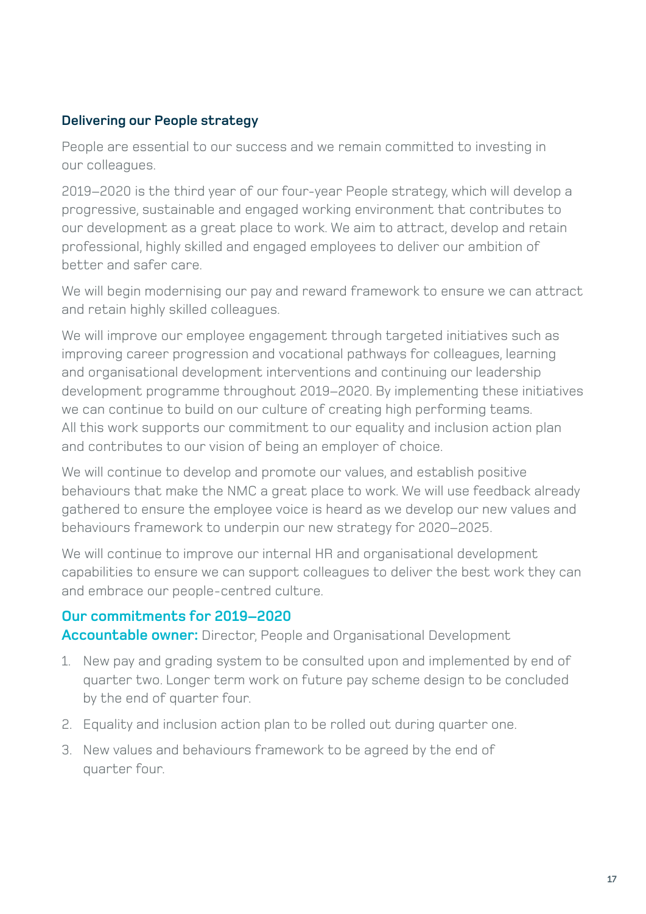### Delivering our People strategy

People are essential to our success and we remain committed to investing in our colleagues.

2019–2020 is the third year of our four-year People strategy, which will develop a progressive, sustainable and engaged working environment that contributes to our development as a great place to work. We aim to attract, develop and retain professional, highly skilled and engaged employees to deliver our ambition of better and safer care.

We will begin modernising our pay and reward framework to ensure we can attract and retain highly skilled colleagues.

We will improve our employee engagement through targeted initiatives such as improving career progression and vocational pathways for colleagues, learning and organisational development interventions and continuing our leadership development programme throughout 2019–2020. By implementing these initiatives we can continue to build on our culture of creating high performing teams. All this work supports our commitment to our equality and inclusion action plan and contributes to our vision of being an employer of choice.

We will continue to develop and promote our values, and establish positive behaviours that make the NMC a great place to work. We will use feedback already gathered to ensure the employee voice is heard as we develop our new values and behaviours framework to underpin our new strategy for 2020–2025.

We will continue to improve our internal HR and organisational development capabilities to ensure we can support colleagues to deliver the best work they can and embrace our people-centred culture.

### Our commitments for 2019–2020

**Accountable owner:** Director, People and Organisational Development

1. New pay and grading system to be consulted upon and implemented by end of quarter two. Longer term work on future pay scheme design to be concluded by the end of quarter four.
2. Equality and inclusion action plan to be rolled out during quarter one.
3. New values and behaviours framework to be agreed by the end of quarter four.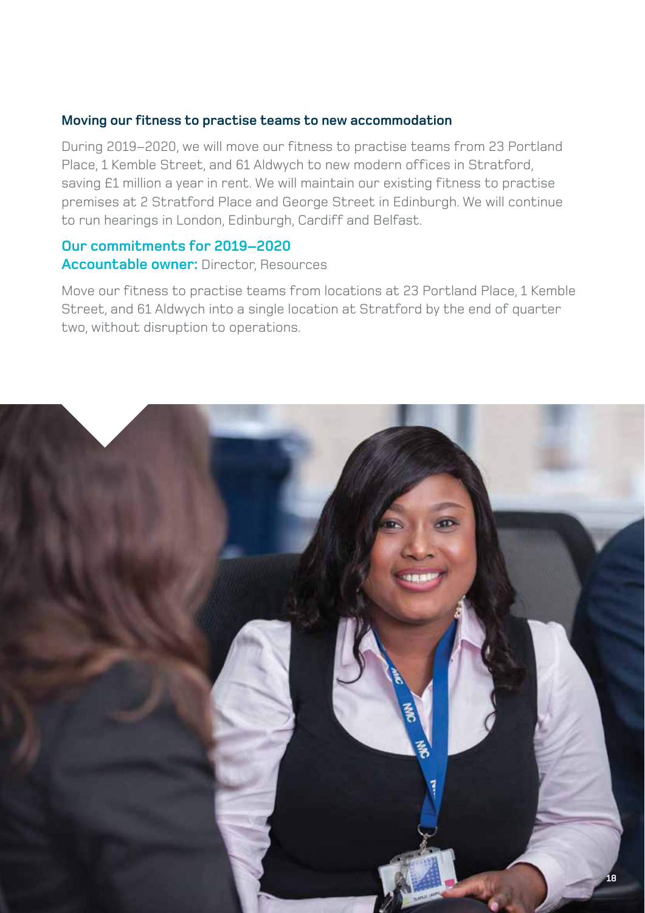### Moving our fitness to practise teams to new accommodation

During 2019–2020, we will move our fitness to practise teams from 23 Portland Place, 1 Kemble Street, and 61 Aldwych to new modern offices in Stratford, saving £1 million a year in rent. We will maintain our existing fitness to practise premises at 2 Stratford Place and George Street in Edinburgh. We will continue to run hearings in London, Edinburgh, Cardiff and Belfast.

### Our commitments for 2019–2020

**Accountable owner:** Director, Resources

Move our fitness to practise teams from locations at 23 Portland Place, 1 Kemble Street, and 61 Aldwych into a single location at Stratford by the end of quarter two, without disruption to operations.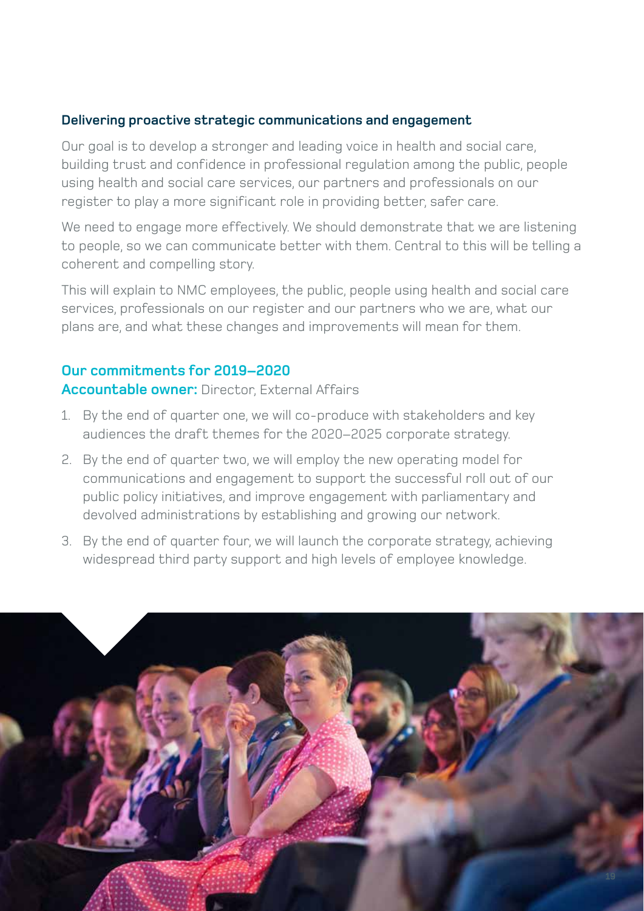### Delivering proactive strategic communications and engagement

Our goal is to develop a stronger and leading voice in health and social care, building trust and confidence in professional regulation among the public, people using health and social care services, our partners and professionals on our register to play a more significant role in providing better, safer care.

We need to engage more effectively. We should demonstrate that we are listening to people, so we can communicate better with them. Central to this will be telling a coherent and compelling story.

This will explain to NMC employees, the public, people using health and social care services, professionals on our register and our partners who we are, what our plans are, and what these changes and improvements will mean for them.

### Our commitments for 2019–2020

**Accountable owner:** Director, External Affairs

1. By the end of quarter one, we will co-produce with stakeholders and key audiences the draft themes for the 2020–2025 corporate strategy.
2. By the end of quarter two, we will employ the new operating model for communications and engagement to support the successful roll out of our public policy initiatives, and improve engagement with parliamentary and devolved administrations by establishing and growing our network.
3. By the end of quarter four, we will launch the corporate strategy, achieving widespread third party support and high levels of employee knowledge.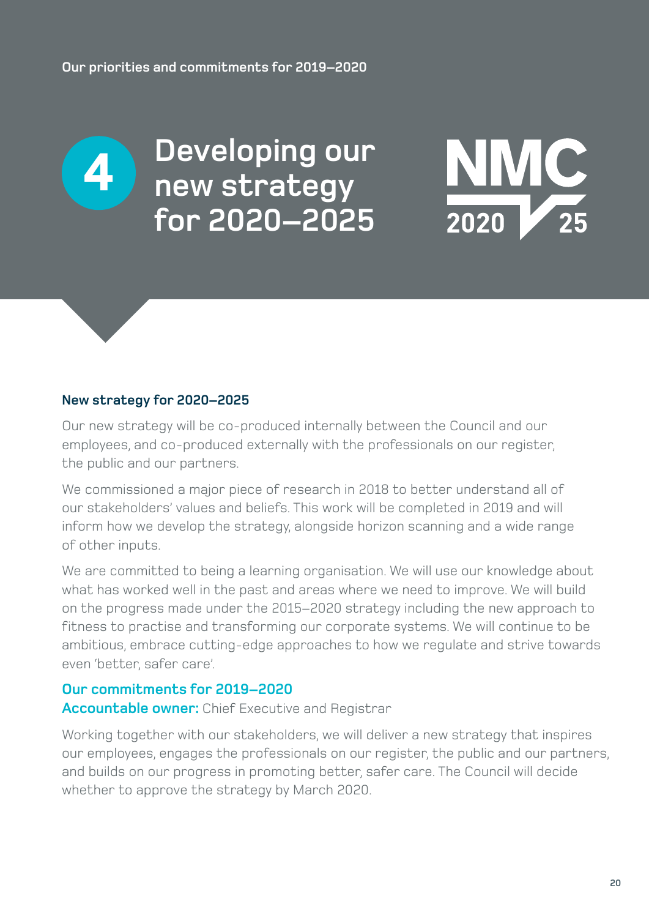Our priorities and commitments for 2019–2020

# 4 Developing our new strategy for 2020–2025

NMC 2020 25

### New strategy for 2020–2025

Our new strategy will be co-produced internally between the Council and our employees, and co-produced externally with the professionals on our register, the public and our partners.

We commissioned a major piece of research in 2018 to better understand all of our stakeholders' values and beliefs. This work will be completed in 2019 and will inform how we develop the strategy, alongside horizon scanning and a wide range of other inputs.

We are committed to being a learning organisation. We will use our knowledge about what has worked well in the past and areas where we need to improve. We will build on the progress made under the 2015–2020 strategy including the new approach to fitness to practise and transforming our corporate systems. We will continue to be ambitious, embrace cutting-edge approaches to how we regulate and strive towards even 'better, safer care'.

### Our commitments for 2019–2020

**Accountable owner:** Chief Executive and Registrar

Working together with our stakeholders, we will deliver a new strategy that inspires our employees, engages the professionals on our register, the public and our partners, and builds on our progress in promoting better, safer care. The Council will decide whether to approve the strategy by March 2020.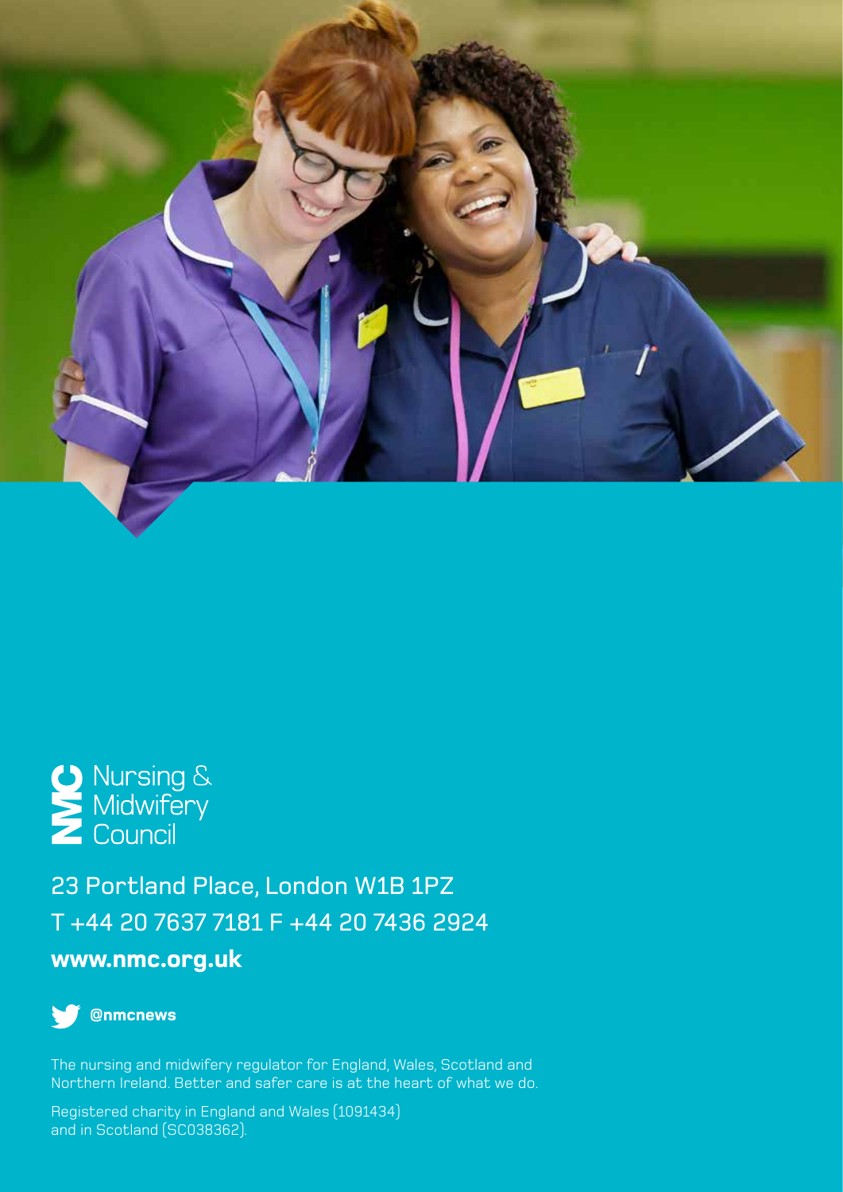Nursing & Midwifery Council

23 Portland Place, London W1B 1PZ
T +44 20 7637 7181 F +44 20 7436 2924
**www.nmc.org.uk**

**@nmcnews**

The nursing and midwifery regulator for England, Wales, Scotland and Northern Ireland. Better and safer care is at the heart of what we do.

Registered charity in England and Wales (1091434) and in Scotland (SC038362).